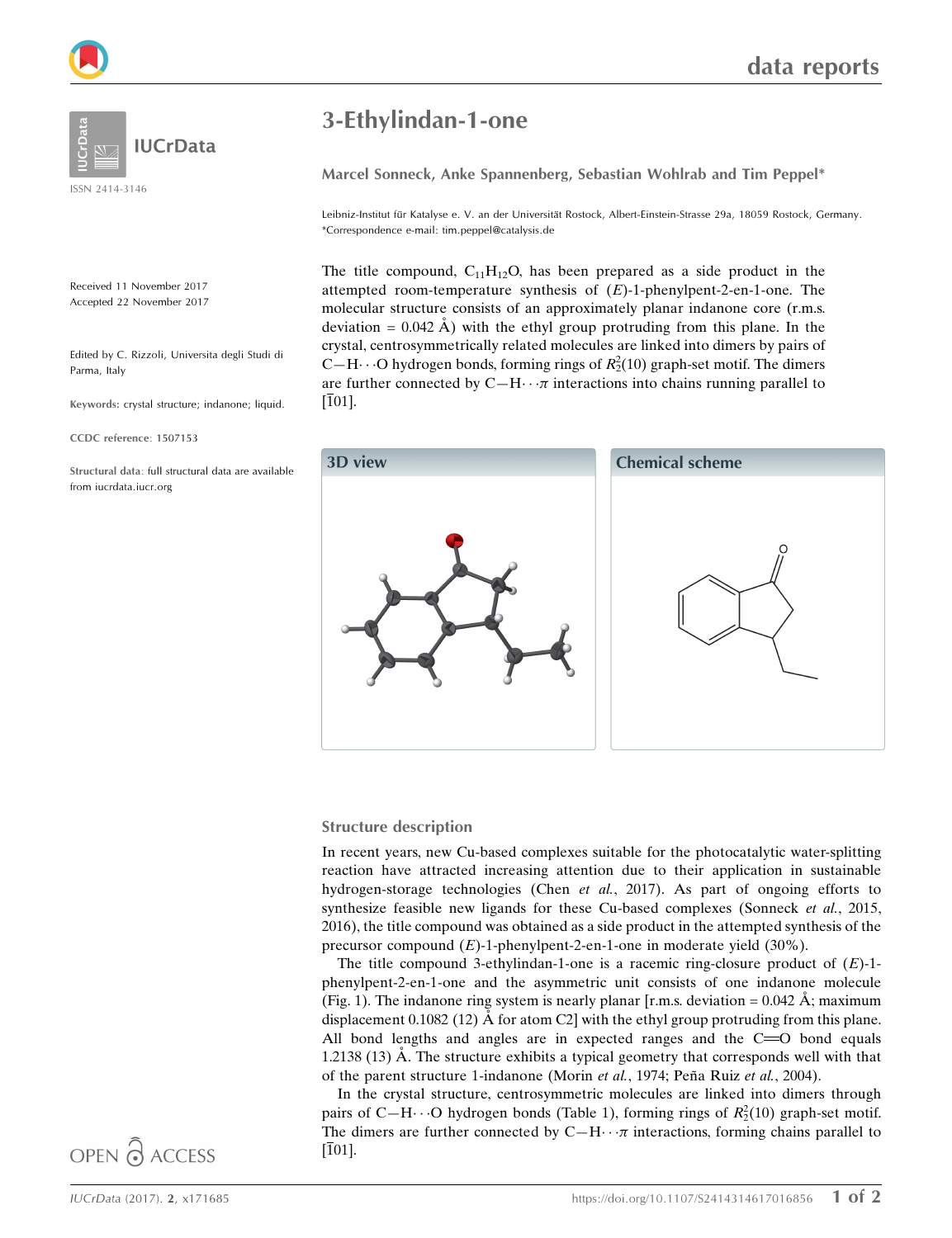# 3-Ethylindan-1-one

**Marcel Sonneck, Anke Spannenberg, Sebastian Wohlrab and Tim Peppel***

Leibniz-Institut für Katalyse e. V. an der Universität Rostock, Albert-Einstein-Strasse 29a, 18059 Rostock, Germany. *Correspondence e-mail: tim.peppel@catalysis.de

Received 11 November 2017
Accepted 22 November 2017

Edited by C. Rizzoli, Universita degli Studi di Parma, Italy

**Keywords:** crystal structure; indanone; liquid.

**CCDC reference:** 1507153

**Structural data:** full structural data are available from iucrdata.iucr.org

The title compound, $C_{11}H_{12}O$, has been prepared as a side product in the attempted room-temperature synthesis of (*E*)-1-phenylpent-2-en-1-one. The molecular structure consists of an approximately planar indanone core (r.m.s. deviation = 0.042 Å) with the ethyl group protruding from this plane. In the crystal, centrosymmetrically related molecules are linked into dimers by pairs of C—H⋯O hydrogen bonds, forming rings of $R_2^2(10)$ graph-set motif. The dimers are further connected by C—H⋯π interactions into chains running parallel to [$\bar{1}$01].

**3D view**

**Chemical scheme**

## Structure description

In recent years, new Cu-based complexes suitable for the photocatalytic water-splitting reaction have attracted increasing attention due to their application in sustainable hydrogen-storage technologies (Chen *et al.*, 2017). As part of ongoing efforts to synthesize feasible new ligands for these Cu-based complexes (Sonneck *et al.*, 2015, 2016), the title compound was obtained as a side product in the attempted synthesis of the precursor compound (*E*)-1-phenylpent-2-en-1-one in moderate yield (30%).

The title compound 3-ethylindan-1-one is a racemic ring-closure product of (*E*)-1-phenylpent-2-en-1-one and the asymmetric unit consists of one indanone molecule (Fig. 1). The indanone ring system is nearly planar [r.m.s. deviation = 0.042 Å; maximum displacement 0.1082 (12) Å for atom C2] with the ethyl group protruding from this plane. All bond lengths and angles are in expected ranges and the C═O bond equals 1.2138 (13) Å. The structure exhibits a typical geometry that corresponds well with that of the parent structure 1-indanone (Morin *et al.*, 1974; Peña Ruiz *et al.*, 2004).

In the crystal structure, centrosymmetric molecules are linked into dimers through pairs of C—H⋯O hydrogen bonds (Table 1), forming rings of $R_2^2(10)$ graph-set motif. The dimers are further connected by C—H⋯π interactions, forming chains parallel to [$\bar{1}$01].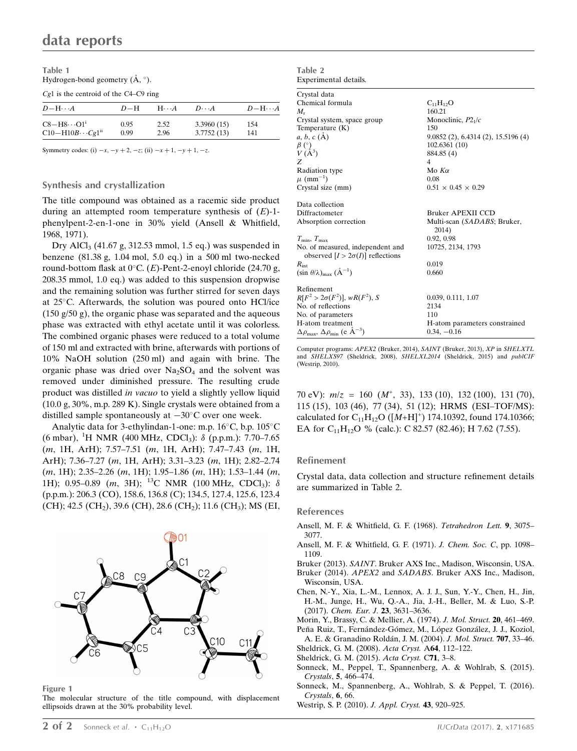**Table 1**
Hydrogen-bond geometry (Å, °).

*Cg*1 is the centroid of the C4–C9 ring

| $D$—H···$A$ | $D$—H | H···$A$ | $D$···$A$ | $D$—H···$A$ |
|---|---|---|---|---|
| C8—H8···O1[i] | 0.95 | 2.52 | 3.3960 (15) | 154 |
| C10—H10*B*···*Cg*1[ii] | 0.99 | 2.96 | 3.7752 (13) | 141 |

Symmetry codes: (i) $-x, -y+2, -z$; (ii) $-x+1, -y+1, -z$.

## Synthesis and crystallization

The title compound was obtained as a racemic side product during an attempted room temperature synthesis of (*E*)-1-phenylpent-2-en-1-one in 30% yield (Ansell & Whitfield, 1968, 1971).

Dry $AlCl_3$ (41.67 g, 312.53 mmol, 1.5 eq.) was suspended in benzene (81.38 g, 1.04 mol, 5.0 eq.) in a 500 ml two-necked round-bottom flask at 0°C. (*E*)-Pent-2-enoyl chloride (24.70 g, 208.35 mmol, 1.0 eq.) was added to this suspension dropwise and the remaining solution was further stirred for seven days at 25°C. Afterwards, the solution was poured onto HCl/ice (150 g/50 g), the organic phase was separated and the aqueous phase was extracted with ethyl acetate until it was colorless. The combined organic phases were reduced to a total volume of 150 ml and extracted with brine, afterwards with portions of 10% NaOH solution (250 ml) and again with brine. The organic phase was dried over $Na_2SO_4$ and the solvent was removed under diminished pressure. The resulting crude product was distilled *in vacuo* to yield a slightly yellow liquid (10.0 g, 30%, m.p. 289 K). Single crystals were obtained from a distilled sample spontaneously at −30°C over one week.

Analytic data for 3-ethylindan-1-one: m.p. 16°C, b.p. 105°C (6 mbar), $^1$H NMR (400 MHz, $CDCl_3$): δ (p.p.m.): 7.70–7.65 (*m*, 1H, ArH); 7.57–7.51 (*m*, 1H, ArH); 7.47–7.43 (*m*, 1H, ArH); 7.36–7.27 (*m*, 1H, ArH); 3.31–3.23 (*m*, 1H); 2.82–2.74 (*m*, 1H); 2.35–2.26 (*m*, 1H); 1.95–1.86 (*m*, 1H); 1.53–1.44 (*m*, 1H); 0.95–0.89 (*m*, 3H); $^{13}$C NMR (100 MHz, $CDCl_3$): δ (p.p.m.): 206.3 (CO), 158.6, 136.8 (C); 134.5, 127.4, 125.6, 123.4 (CH); 42.5 ($CH_2$), 39.6 (CH), 28.6 ($CH_2$); 11.6 ($CH_3$); MS (EI, 70 eV): $m/z$ = 160 ($M^+$, 33), 133 (10), 132 (100), 131 (70), 115 (15), 103 (46), 77 (34), 51 (12); HRMS (ESI–TOF/MS): calculated for $C_{11}H_{12}O$ ($[M+H]^+$) 174.10392, found 174.10366; EA for $C_{11}H_{12}O$ % (calc.): C 82.57 (82.46); H 7.62 (7.55).

**Figure 1**
The molecular structure of the title compound, with displacement ellipsoids drawn at the 30% probability level.

**Table 2**
Experimental details.

| | |
|---|---|
| Crystal data | |
| Chemical formula | $C_{11}H_{12}O$ |
| $M_r$ | 160.21 |
| Crystal system, space group | Monoclinic, $P2_1/c$ |
| Temperature (K) | 150 |
| $a$, $b$, $c$ (Å) | 9.0852 (2), 6.4314 (2), 15.5196 (4) |
| β (°) | 102.6361 (10) |
| $V$ (Å$^3$) | 884.85 (4) |
| $Z$ | 4 |
| Radiation type | Mo $K\alpha$ |
| μ (mm$^{-1}$) | 0.08 |
| Crystal size (mm) | 0.51 × 0.45 × 0.29 |
| Data collection | |
| Diffractometer | Bruker APEXII CCD |
| Absorption correction | Multi-scan (*SADABS*; Bruker, 2014) |
| $T_{min}$, $T_{max}$ | 0.92, 0.98 |
| No. of measured, independent and observed [$I > 2\sigma(I)$] reflections | 10725, 2134, 1793 |
| $R_{int}$ | 0.019 |
| $(\sin \theta/\lambda)_{max}$ (Å$^{-1}$) | 0.660 |
| Refinement | |
| $R[F^2 > 2\sigma(F^2)]$, $wR(F^2)$, $S$ | 0.039, 0.111, 1.07 |
| No. of reflections | 2134 |
| No. of parameters | 110 |
| H-atom treatment | H-atom parameters constrained |
| $\Delta\rho_{max}$, $\Delta\rho_{min}$ (e Å$^{-3}$) | 0.34, −0.16 |

Computer programs: *APEX2* (Bruker, 2014), *SAINT* (Bruker, 2013), *XP* in *SHELXTL* and *SHELXS97* (Sheldrick, 2008), *SHELXL2014* (Sheldrick, 2015) and *publCIF* (Westrip, 2010).

## Refinement

Crystal data, data collection and structure refinement details are summarized in Table 2.

## References

Ansell, M. F. & Whitfield, G. F. (1968). *Tetrahedron Lett.* **9**, 3075–3077.

Ansell, M. F. & Whitfield, G. F. (1971). *J. Chem. Soc. C*, pp. 1098–1109.

Bruker (2013). *SAINT*. Bruker AXS Inc., Madison, Wisconsin, USA.

Bruker (2014). *APEX2* and *SADABS*. Bruker AXS Inc., Madison, Wisconsin, USA.

Chen, N.-Y., Xia, L.-M., Lennox, A. J. J., Sun, Y.-Y., Chen, H., Jin, H.-M., Junge, H., Wu, Q.-A., Jia, J.-H., Beller, M. & Luo, S.-P. (2017). *Chem. Eur. J.* **23**, 3631–3636.

Morin, Y., Brassy, C. & Mellier, A. (1974). *J. Mol. Struct.* **20**, 461–469.

Peña Ruiz, T., Fernández-Gómez, M., López González, J. J., Koziol, A. E. & Granadino Roldán, J. M. (2004). *J. Mol. Struct.* **707**, 33–46.

Sheldrick, G. M. (2008). *Acta Cryst.* A**64**, 112–122.

Sheldrick, G. M. (2015). *Acta Cryst.* C**71**, 3–8.

Sonneck, M., Peppel, T., Spannenberg, A. & Wohlrab, S. (2015). *Crystals*, **5**, 466–474.

Sonneck, M., Spannenberg, A., Wohlrab, S. & Peppel, T. (2016). *Crystals*, **6**, 66.

Westrip, S. P. (2010). *J. Appl. Cryst.* **43**, 920–925.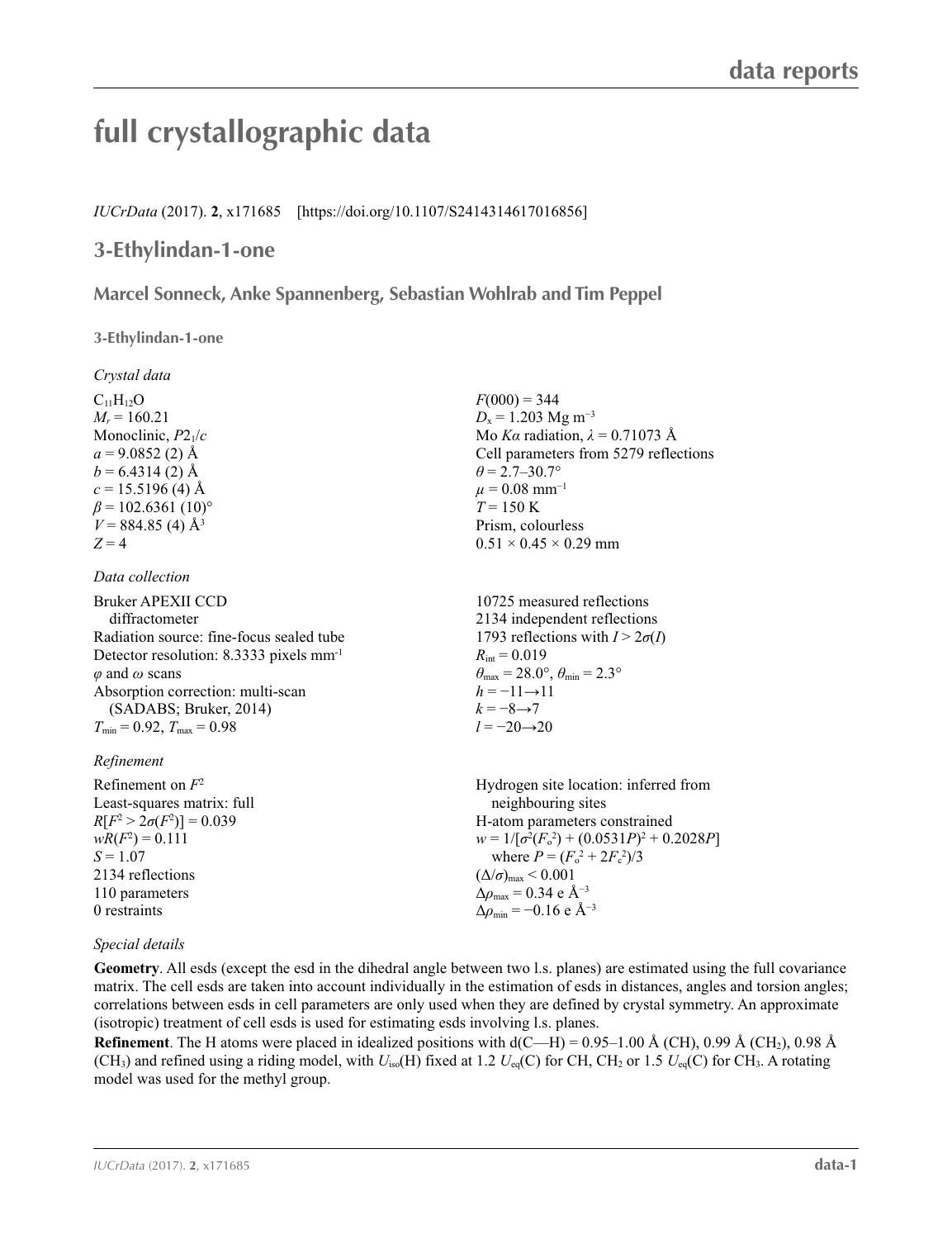# full crystallographic data

*IUCrData* (2017). **2**, x171685 [https://doi.org/10.1107/S2414314617016856]

## 3-Ethylindan-1-one

### Marcel Sonneck, Anke Spannenberg, Sebastian Wohlrab and Tim Peppel

**3-Ethylindan-1-one**

*Crystal data*

$C_{11}H_{12}O$
$M_r = 160.21$
Monoclinic, $P2_1/c$
$a = 9.0852$ (2) Å
$b = 6.4314$ (2) Å
$c = 15.5196$ (4) Å
$\beta = 102.6361$ (10)°
$V = 884.85$ (4) Å$^3$
$Z = 4$
$F(000) = 344$
$D_x = 1.203$ Mg m$^{-3}$
Mo $K\alpha$ radiation, $\lambda = 0.71073$ Å
Cell parameters from 5279 reflections
$\theta = 2.7$–$30.7$°
$\mu = 0.08$ mm$^{-1}$
$T = 150$ K
Prism, colourless
0.51 × 0.45 × 0.29 mm

*Data collection*

Bruker APEXII CCD diffractometer
Radiation source: fine-focus sealed tube
Detector resolution: 8.3333 pixels mm$^{-1}$
$\varphi$ and $\omega$ scans
Absorption correction: multi-scan (SADABS; Bruker, 2014)
$T_{min} = 0.92$, $T_{max} = 0.98$
10725 measured reflections
2134 independent reflections
1793 reflections with $I > 2\sigma(I)$
$R_{int} = 0.019$
$\theta_{max} = 28.0$°, $\theta_{min} = 2.3$°
$h = -11 \rightarrow 11$
$k = -8 \rightarrow 7$
$l = -20 \rightarrow 20$

*Refinement*

Refinement on $F^2$
Least-squares matrix: full
$R[F^2 > 2\sigma(F^2)] = 0.039$
$wR(F^2) = 0.111$
$S = 1.07$
2134 reflections
110 parameters
0 restraints
Hydrogen site location: inferred from neighbouring sites
H-atom parameters constrained
$w = 1/[\sigma^2(F_o^2) + (0.0531P)^2 + 0.2028P]$ where $P = (F_o^2 + 2F_c^2)/3$
$(\Delta/\sigma)_{max} < 0.001$
$\Delta\rho_{max} = 0.34$ e Å$^{-3}$
$\Delta\rho_{min} = -0.16$ e Å$^{-3}$

*Special details*

**Geometry**. All esds (except the esd in the dihedral angle between two l.s. planes) are estimated using the full covariance matrix. The cell esds are taken into account individually in the estimation of esds in distances, angles and torsion angles; correlations between esds in cell parameters are only used when they are defined by crystal symmetry. An approximate (isotropic) treatment of cell esds is used for estimating esds involving l.s. planes.

**Refinement**. The H atoms were placed in idealized positions with d(C—H) = 0.95–1.00 Å (CH), 0.99 Å ($CH_2$), 0.98 Å ($CH_3$) and refined using a riding model, with $U_{iso}$(H) fixed at 1.2 $U_{eq}$(C) for CH, $CH_2$ or 1.5 $U_{eq}$(C) for $CH_3$. A rotating model was used for the methyl group.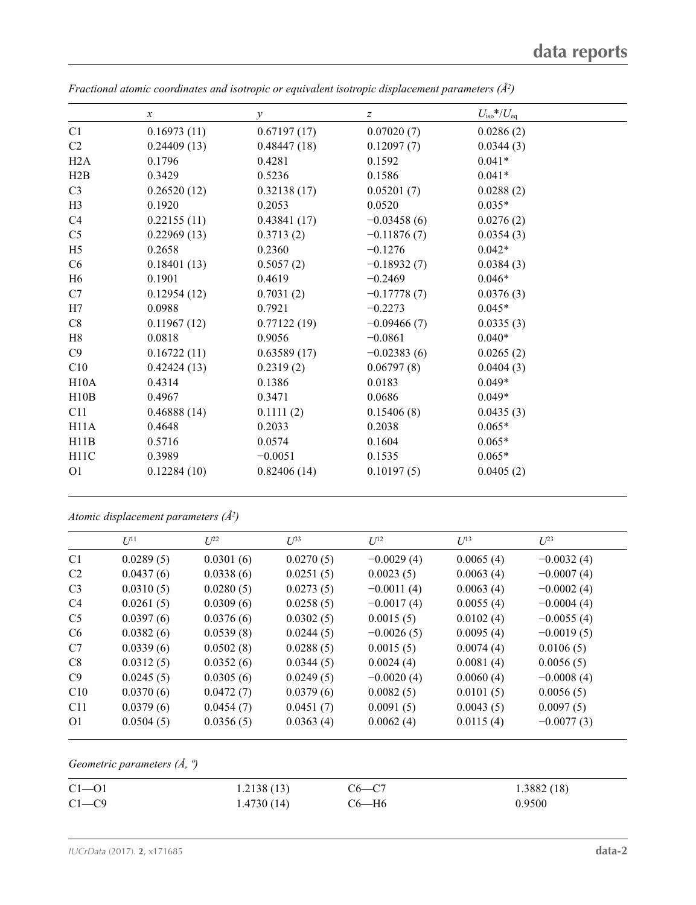*Fractional atomic coordinates and isotropic or equivalent isotropic displacement parameters ($Å^2$)*

| | $x$ | $y$ | $z$ | $U_{iso}$*/$U_{eq}$ |
|---|---|---|---|---|
| C1 | 0.16973 (11) | 0.67197 (17) | 0.07020 (7) | 0.0286 (2) |
| C2 | 0.24409 (13) | 0.48447 (18) | 0.12097 (7) | 0.0344 (3) |
| H2A | 0.1796 | 0.4281 | 0.1592 | 0.041* |
| H2B | 0.3429 | 0.5236 | 0.1586 | 0.041* |
| C3 | 0.26520 (12) | 0.32138 (17) | 0.05201 (7) | 0.0288 (2) |
| H3 | 0.1920 | 0.2053 | 0.0520 | 0.035* |
| C4 | 0.22155 (11) | 0.43841 (17) | −0.03458 (6) | 0.0276 (2) |
| C5 | 0.22969 (13) | 0.3713 (2) | −0.11876 (7) | 0.0354 (3) |
| H5 | 0.2658 | 0.2360 | −0.1276 | 0.042* |
| C6 | 0.18401 (13) | 0.5057 (2) | −0.18932 (7) | 0.0384 (3) |
| H6 | 0.1901 | 0.4619 | −0.2469 | 0.046* |
| C7 | 0.12954 (12) | 0.7031 (2) | −0.17778 (7) | 0.0376 (3) |
| H7 | 0.0988 | 0.7921 | −0.2273 | 0.045* |
| C8 | 0.11967 (12) | 0.77122 (19) | −0.09466 (7) | 0.0335 (3) |
| H8 | 0.0818 | 0.9056 | −0.0861 | 0.040* |
| C9 | 0.16722 (11) | 0.63589 (17) | −0.02383 (6) | 0.0265 (2) |
| C10 | 0.42424 (13) | 0.2319 (2) | 0.06797 (8) | 0.0404 (3) |
| H10A | 0.4314 | 0.1386 | 0.0183 | 0.049* |
| H10B | 0.4967 | 0.3471 | 0.0686 | 0.049* |
| C11 | 0.46888 (14) | 0.1111 (2) | 0.15406 (8) | 0.0435 (3) |
| H11A | 0.4648 | 0.2033 | 0.2038 | 0.065* |
| H11B | 0.5716 | 0.0574 | 0.1604 | 0.065* |
| H11C | 0.3989 | −0.0051 | 0.1535 | 0.065* |
| O1 | 0.12284 (10) | 0.82406 (14) | 0.10197 (5) | 0.0405 (2) |

*Atomic displacement parameters ($Å^2$)*

| | $U^{11}$ | $U^{22}$ | $U^{33}$ | $U^{12}$ | $U^{13}$ | $U^{23}$ |
|---|---|---|---|---|---|---|
| C1 | 0.0289 (5) | 0.0301 (6) | 0.0270 (5) | −0.0029 (4) | 0.0065 (4) | −0.0032 (4) |
| C2 | 0.0437 (6) | 0.0338 (6) | 0.0251 (5) | 0.0023 (5) | 0.0063 (4) | −0.0007 (4) |
| C3 | 0.0310 (5) | 0.0280 (5) | 0.0273 (5) | −0.0011 (4) | 0.0063 (4) | −0.0002 (4) |
| C4 | 0.0261 (5) | 0.0309 (6) | 0.0258 (5) | −0.0017 (4) | 0.0055 (4) | −0.0004 (4) |
| C5 | 0.0397 (6) | 0.0376 (6) | 0.0302 (5) | 0.0015 (5) | 0.0102 (4) | −0.0055 (4) |
| C6 | 0.0382 (6) | 0.0539 (8) | 0.0244 (5) | −0.0026 (5) | 0.0095 (4) | −0.0019 (5) |
| C7 | 0.0339 (6) | 0.0502 (8) | 0.0288 (5) | 0.0015 (5) | 0.0074 (4) | 0.0106 (5) |
| C8 | 0.0312 (5) | 0.0352 (6) | 0.0344 (5) | 0.0024 (4) | 0.0081 (4) | 0.0056 (5) |
| C9 | 0.0245 (5) | 0.0305 (6) | 0.0249 (5) | −0.0020 (4) | 0.0060 (4) | −0.0008 (4) |
| C10 | 0.0370 (6) | 0.0472 (7) | 0.0379 (6) | 0.0082 (5) | 0.0101 (5) | 0.0056 (5) |
| C11 | 0.0379 (6) | 0.0454 (7) | 0.0451 (7) | 0.0091 (5) | 0.0043 (5) | 0.0097 (5) |
| O1 | 0.0504 (5) | 0.0356 (5) | 0.0363 (4) | 0.0062 (4) | 0.0115 (4) | −0.0077 (3) |

*Geometric parameters (Å, º)*

| | | | |
|---|---|---|---|
| C1—O1 | 1.2138 (13) | C6—C7 | 1.3882 (18) |
| C1—C9 | 1.4730 (14) | C6—H6 | 0.9500 |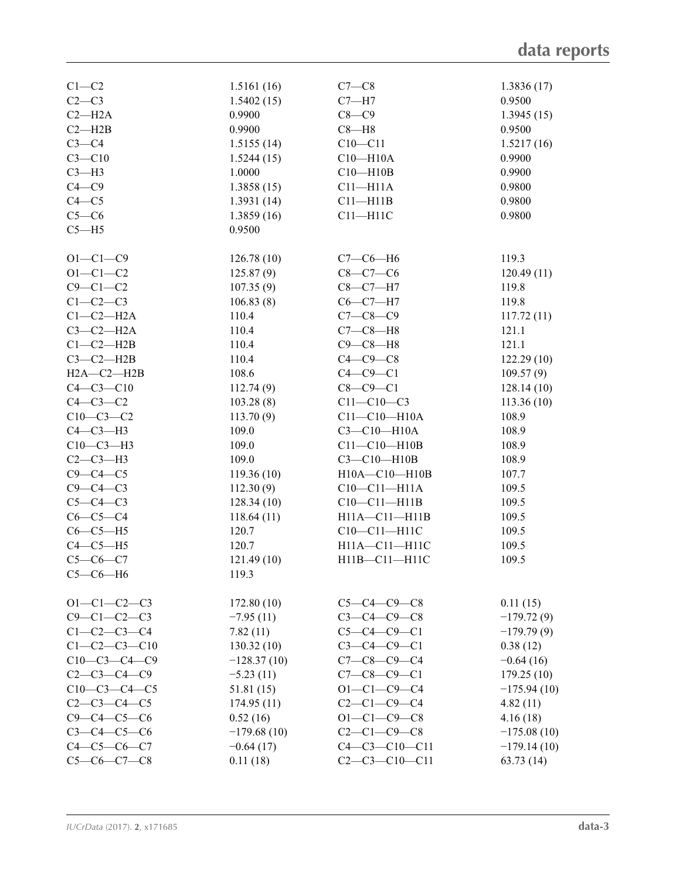| | | | |
|---|---|---|---|
| C1—C2 | 1.5161 (16) | C7—C8 | 1.3836 (17) |
| C2—C3 | 1.5402 (15) | C7—H7 | 0.9500 |
| C2—H2A | 0.9900 | C8—C9 | 1.3945 (15) |
| C2—H2B | 0.9900 | C8—H8 | 0.9500 |
| C3—C4 | 1.5155 (14) | C10—C11 | 1.5217 (16) |
| C3—C10 | 1.5244 (15) | C10—H10A | 0.9900 |
| C3—H3 | 1.0000 | C10—H10B | 0.9900 |
| C4—C9 | 1.3858 (15) | C11—H11A | 0.9800 |
| C4—C5 | 1.3931 (14) | C11—H11B | 0.9800 |
| C5—C6 | 1.3859 (16) | C11—H11C | 0.9800 |
| C5—H5 | 0.9500 | | |
| | | | |
| O1—C1—C9 | 126.78 (10) | C7—C6—H6 | 119.3 |
| O1—C1—C2 | 125.87 (9) | C8—C7—C6 | 120.49 (11) |
| C9—C1—C2 | 107.35 (9) | C8—C7—H7 | 119.8 |
| C1—C2—C3 | 106.83 (8) | C6—C7—H7 | 119.8 |
| C1—C2—H2A | 110.4 | C7—C8—C9 | 117.72 (11) |
| C3—C2—H2A | 110.4 | C7—C8—H8 | 121.1 |
| C1—C2—H2B | 110.4 | C9—C8—H8 | 121.1 |
| C3—C2—H2B | 110.4 | C4—C9—C8 | 122.29 (10) |
| H2A—C2—H2B | 108.6 | C4—C9—C1 | 109.57 (9) |
| C4—C3—C10 | 112.74 (9) | C8—C9—C1 | 128.14 (10) |
| C4—C3—C2 | 103.28 (8) | C11—C10—C3 | 113.36 (10) |
| C10—C3—C2 | 113.70 (9) | C11—C10—H10A | 108.9 |
| C4—C3—H3 | 109.0 | C3—C10—H10A | 108.9 |
| C10—C3—H3 | 109.0 | C11—C10—H10B | 108.9 |
| C2—C3—H3 | 109.0 | C3—C10—H10B | 108.9 |
| C9—C4—C5 | 119.36 (10) | H10A—C10—H10B | 107.7 |
| C9—C4—C3 | 112.30 (9) | C10—C11—H11A | 109.5 |
| C5—C4—C3 | 128.34 (10) | C10—C11—H11B | 109.5 |
| C6—C5—C4 | 118.64 (11) | H11A—C11—H11B | 109.5 |
| C6—C5—H5 | 120.7 | C10—C11—H11C | 109.5 |
| C4—C5—H5 | 120.7 | H11A—C11—H11C | 109.5 |
| C5—C6—C7 | 121.49 (10) | H11B—C11—H11C | 109.5 |
| C5—C6—H6 | 119.3 | | |
| | | | |
| O1—C1—C2—C3 | 172.80 (10) | C5—C4—C9—C8 | 0.11 (15) |
| C9—C1—C2—C3 | −7.95 (11) | C3—C4—C9—C8 | −179.72 (9) |
| C1—C2—C3—C4 | 7.82 (11) | C5—C4—C9—C1 | −179.79 (9) |
| C1—C2—C3—C10 | 130.32 (10) | C3—C4—C9—C1 | 0.38 (12) |
| C10—C3—C4—C9 | −128.37 (10) | C7—C8—C9—C4 | −0.64 (16) |
| C2—C3—C4—C9 | −5.23 (11) | C7—C8—C9—C1 | 179.25 (10) |
| C10—C3—C4—C5 | 51.81 (15) | O1—C1—C9—C4 | −175.94 (10) |
| C2—C3—C4—C5 | 174.95 (11) | C2—C1—C9—C4 | 4.82 (11) |
| C9—C4—C5—C6 | 0.52 (16) | O1—C1—C9—C8 | 4.16 (18) |
| C3—C4—C5—C6 | −179.68 (10) | C2—C1—C9—C8 | −175.08 (10) |
| C4—C5—C6—C7 | −0.64 (17) | C4—C3—C10—C11 | −179.14 (10) |
| C5—C6—C7—C8 | 0.11 (18) | C2—C3—C10—C11 | 63.73 (14) |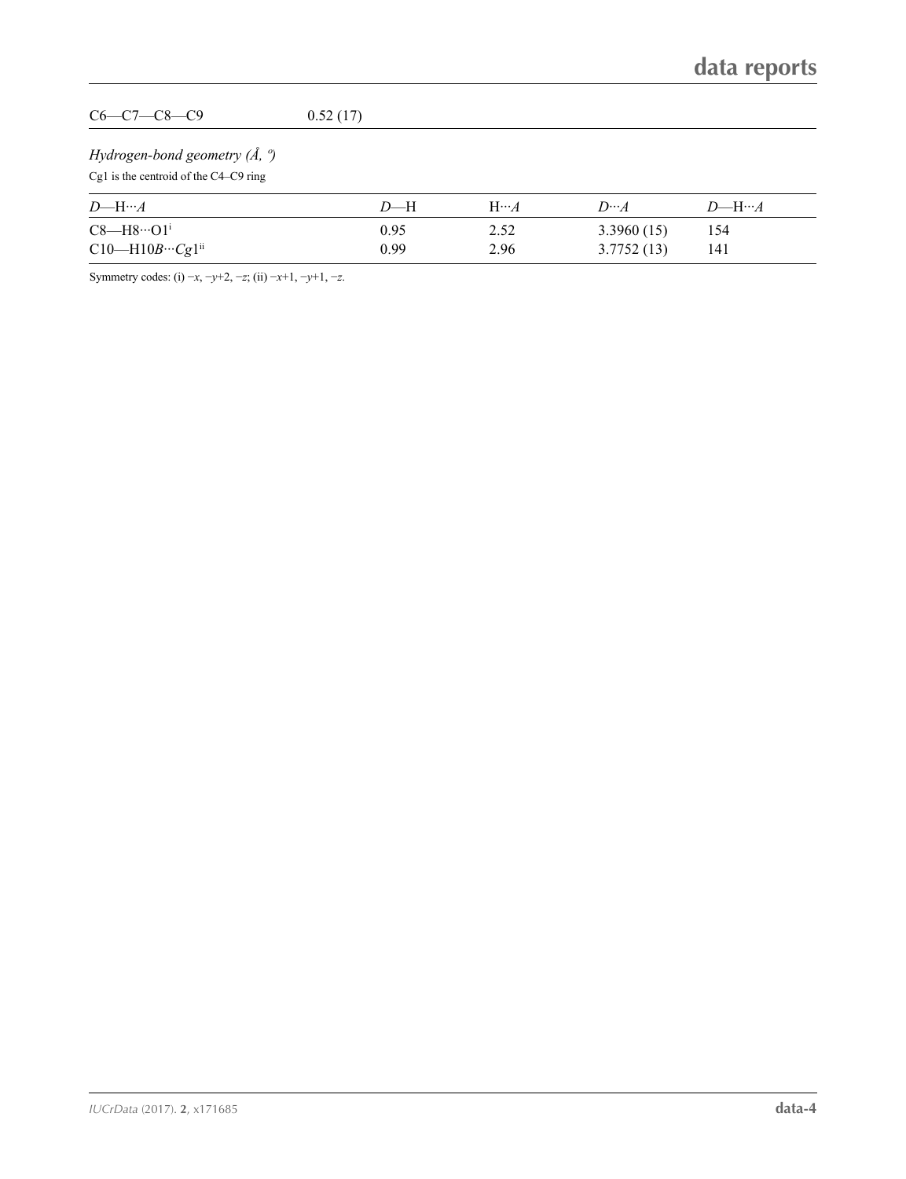| | |
|---|---|
| C6—C7—C8—C9 | 0.52 (17) |

*Hydrogen-bond geometry (Å, º)*

Cg1 is the centroid of the C4–C9 ring

| *D*—H···*A* | *D*—H | H···*A* | *D*···*A* | *D*—H···*A* |
|---|---|---|---|---|
| C8—H8···O1[i] | 0.95 | 2.52 | 3.3960 (15) | 154 |
| C10—H10*B*···*Cg*1[ii] | 0.99 | 2.96 | 3.7752 (13) | 141 |

Symmetry codes: (i) $-x, -y+2, -z$; (ii) $-x+1, -y+1, -z$.